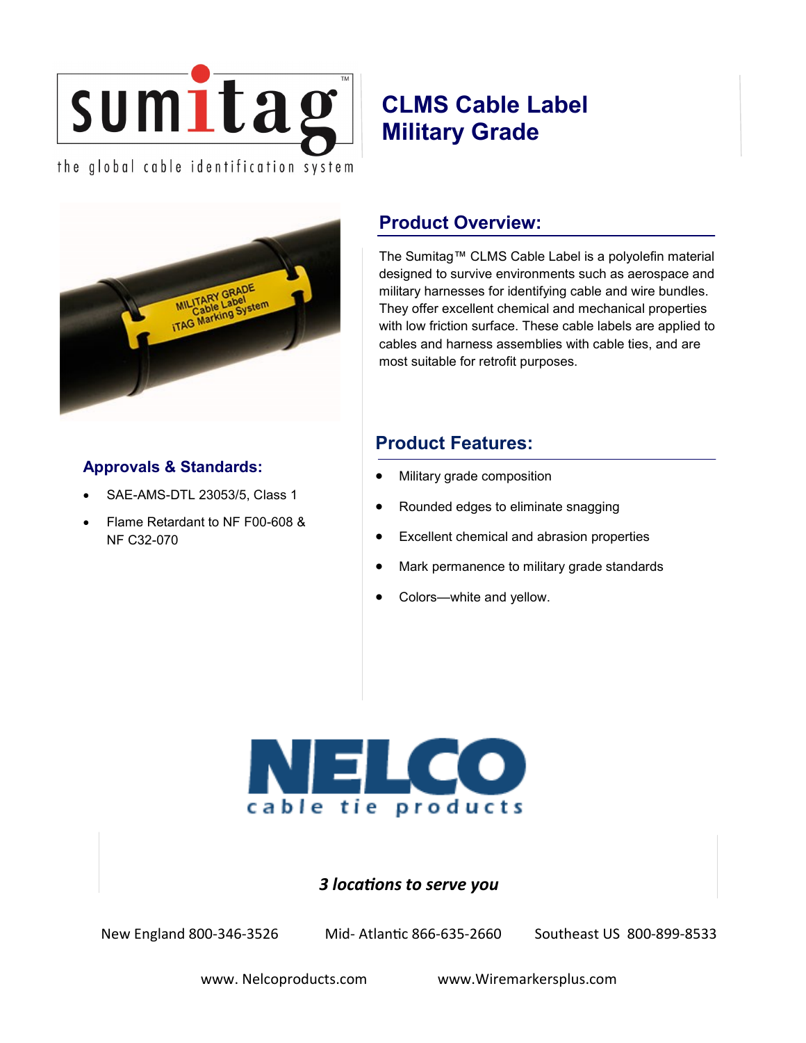sumitag™

the global cable identification system

# CLMS Cable Label Military Grade

## Product Overview:

The Sumitag™ CLMS Cable Label is a polyolefin material designed to survive environments such as aerospace and military harnesses for identifying cable and wire bundles. They offer excellent chemical and mechanical properties with low friction surface. These cable labels are applied to cables and harness assemblies with cable ties, and are most suitable for retrofit purposes.

## Approvals & Standards:

- SAE-AMS-DTL 23053/5, Class 1
- Flame Retardant to NF F00-608 & NF C32-070

## Product Features:

- Military grade composition
- Rounded edges to eliminate snagging
- Excellent chemical and abrasion properties
- Mark permanence to military grade standards
- Colors—white and yellow.

NELCO

cable tie products

*3 locations to serve you*

New England 800-346-3526 Mid- Atlantic 866-635-2660 Southeast US 800-899-8533

www. Nelcoproducts.com www.Wiremarkersplus.com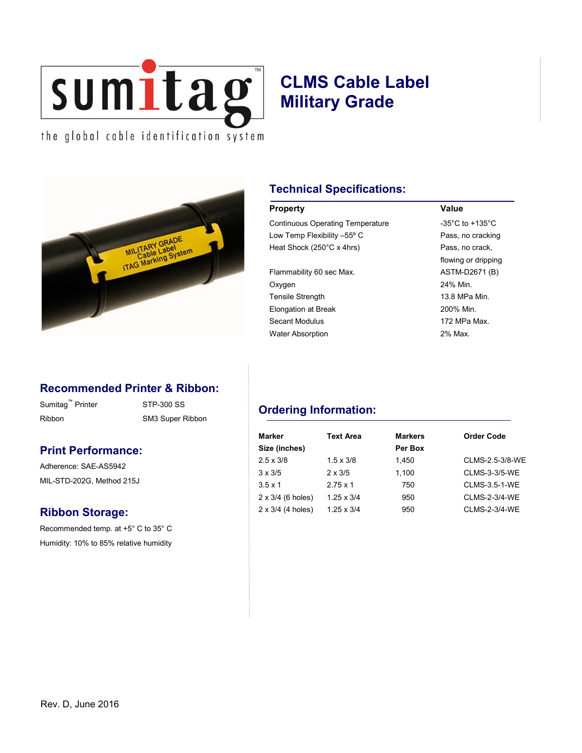# CLMS Cable Label Military Grade

## Technical Specifications:

| Property | Value |
| --- | --- |
| Continuous Operating Temperature | -35°C to +135°C |
| Low Temp Flexibility –55º C | Pass, no cracking |
| Heat Shock (250°C x 4hrs) | Pass, no crack, flowing or dripping |
| Flammability 60 sec Max. | ASTM-D2671 (B) |
| Oxygen | 24% Min. |
| Tensile Strength | 13.8 MPa Min. |
| Elongation at Break | 200% Min. |
| Secant Modulus | 172 MPa Max. |
| Water Absorption | 2% Max. |

## Recommended Printer & Ribbon:

| | |
| --- | --- |
| Sumitag™ Printer | STP-300 SS |
| Ribbon | SM3 Super Ribbon |

## Print Performance:

Adherence: SAE-AS5942

MIL-STD-202G, Method 215J

## Ribbon Storage:

Recommended temp. at +5° C to 35° C

Humidity: 10% to 85% relative humidity

## Ordering Information:

| Marker Size (inches) | Text Area | Markers Per Box | Order Code |
| --- | --- | --- | --- |
| 2.5 x 3/8 | 1.5 x 3/8 | 1,450 | CLMS-2.5-3/8-WE |
| 3 x 3/5 | 2 x 3/5 | 1,100 | CLMS-3-3/5-WE |
| 3.5 x 1 | 2.75 x 1 | 750 | CLMS-3.5-1-WE |
| 2 x 3/4 (6 holes) | 1.25 x 3/4 | 950 | CLMS-2-3/4-WE |
| 2 x 3/4 (4 holes) | 1.25 x 3/4 | 950 | CLMS-2-3/4-WE |

Rev. D, June 2016